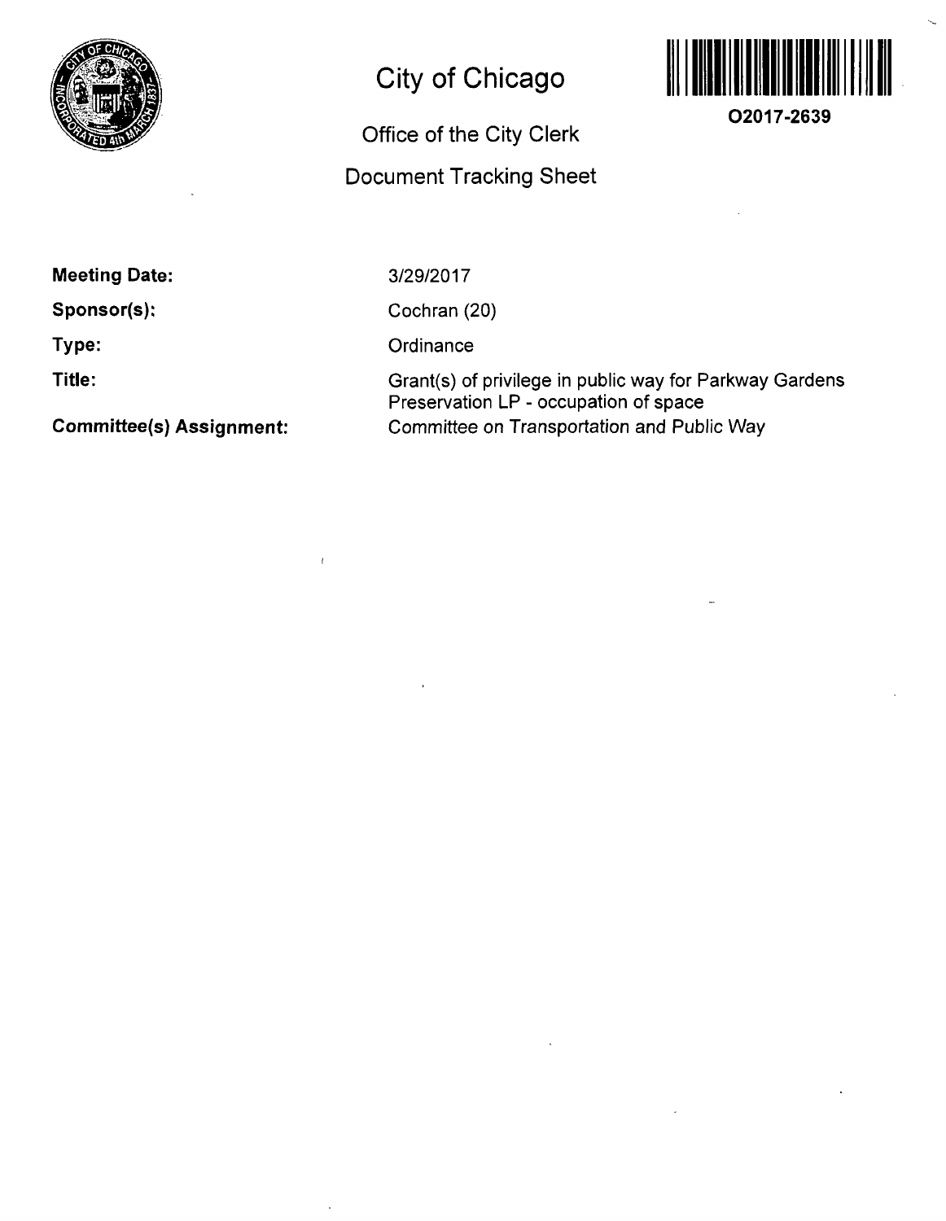# City of Chicago

## Office of the City Clerk

## Document Tracking Sheet

**O2017-2639**

**Meeting Date:** 3/29/2017

**Sponsor(s):** Cochran (20)

**Type:** Ordinance

**Title:** Grant(s) of privilege in public way for Parkway Gardens Preservation LP - occupation of space

**Committee(s) Assignment:** Committee on Transportation and Public Way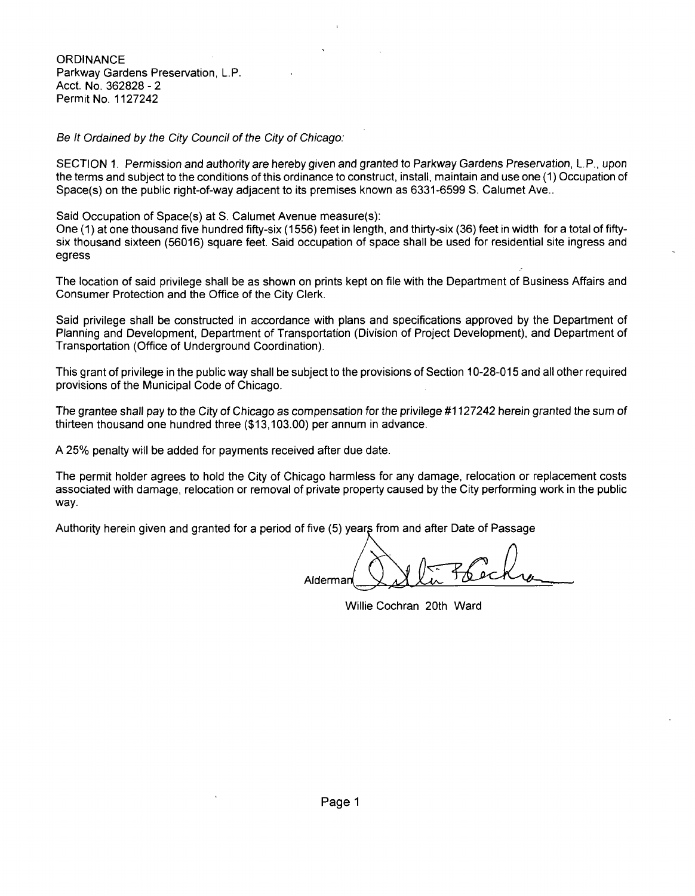ORDINANCE
Parkway Gardens Preservation, L.P.
Acct. No. 362828 - 2
Permit No. 1127242

*Be It Ordained by the City Council of the City of Chicago:*

SECTION 1. Permission and authority are hereby given and granted to Parkway Gardens Preservation, L.P., upon the terms and subject to the conditions of this ordinance to construct, install, maintain and use one (1) Occupation of Space(s) on the public right-of-way adjacent to its premises known as 6331-6599 S. Calumet Ave..

Said Occupation of Space(s) at S. Calumet Avenue measure(s):
One (1) at one thousand five hundred fifty-six (1556) feet in length, and thirty-six (36) feet in width for a total of fifty-six thousand sixteen (56016) square feet. Said occupation of space shall be used for residential site ingress and egress

The location of said privilege shall be as shown on prints kept on file with the Department of Business Affairs and Consumer Protection and the Office of the City Clerk.

Said privilege shall be constructed in accordance with plans and specifications approved by the Department of Planning and Development, Department of Transportation (Division of Project Development), and Department of Transportation (Office of Underground Coordination).

This grant of privilege in the public way shall be subject to the provisions of Section 10-28-015 and all other required provisions of the Municipal Code of Chicago.

The grantee shall pay to the City of Chicago as compensation for the privilege #1127242 herein granted the sum of thirteen thousand one hundred three ($13,103.00) per annum in advance.

A 25% penalty will be added for payments received after due date.

The permit holder agrees to hold the City of Chicago harmless for any damage, relocation or replacement costs associated with damage, relocation or removal of private property caused by the City performing work in the public way.

Authority herein given and granted for a period of five (5) years from and after Date of Passage

Alderman ______________________

Willie Cochran 20th Ward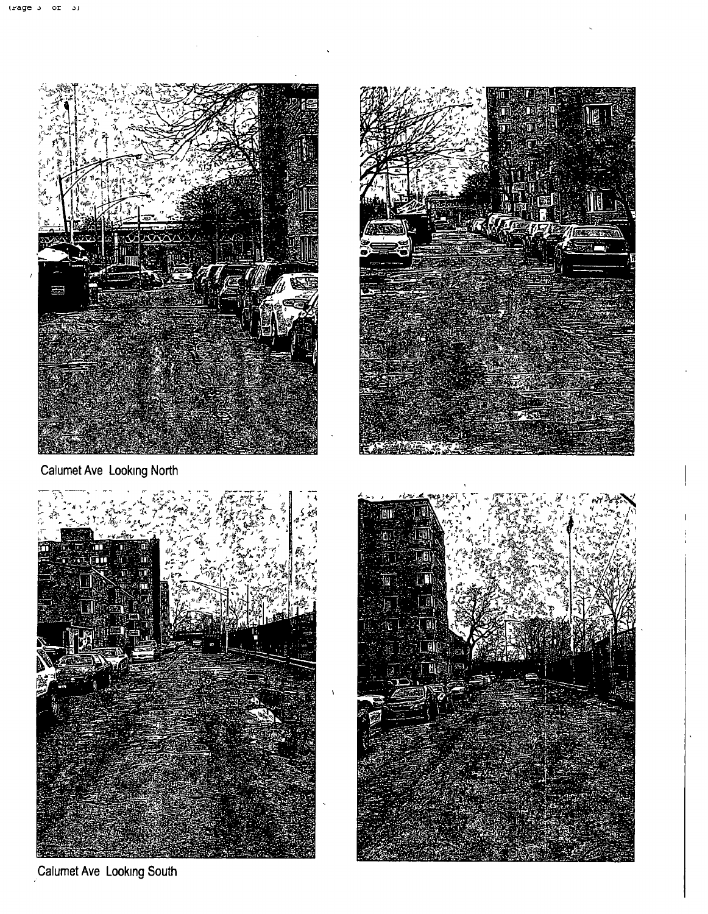Calumet Ave Looking North

Calumet Ave Looking South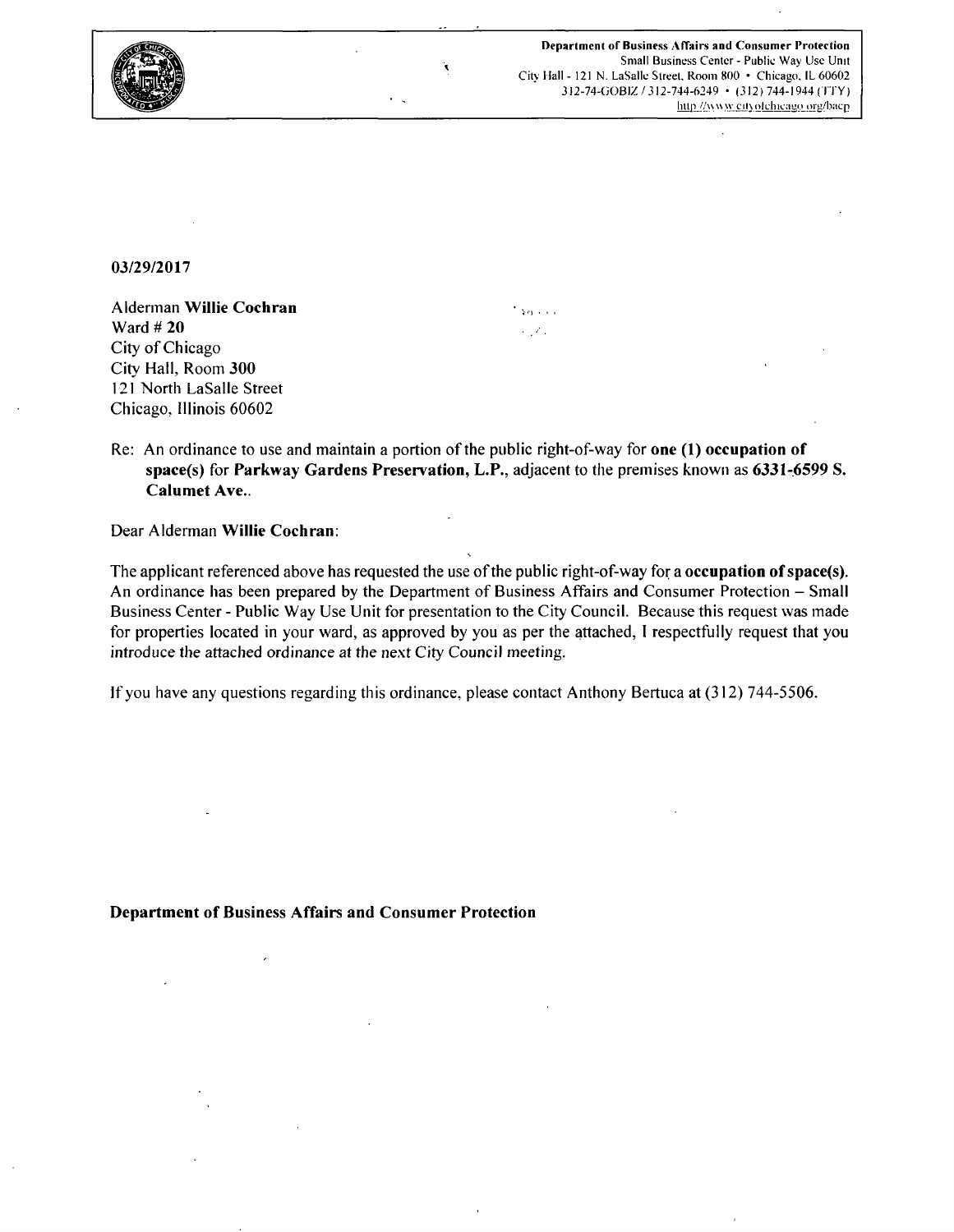**Department of Business Affairs and Consumer Protection**
Small Business Center - Public Way Use Unit
City Hall - 121 N. LaSalle Street, Room 800 • Chicago, IL 60602
312-74-GOBIZ / 312-744-6249 • (312) 744-1944 (TTY)
http://www.cityofchicago.org/bacp

**03/29/2017**

Alderman **Willie Cochran**
Ward # **20**
City of Chicago
City Hall, Room **300**
121 North LaSalle Street
Chicago, Illinois 60602

Re: An ordinance to use and maintain a portion of the public right-of-way for **one (1) occupation of space(s)** for **Parkway Gardens Preservation, L.P.**, adjacent to the premises known as **6331-6599 S. Calumet Ave.**.

Dear Alderman **Willie Cochran**:

The applicant referenced above has requested the use of the public right-of-way for a **occupation of space(s)**. An ordinance has been prepared by the Department of Business Affairs and Consumer Protection – Small Business Center - Public Way Use Unit for presentation to the City Council. Because this request was made for properties located in your ward, as approved by you as per the attached, I respectfully request that you introduce the attached ordinance at the next City Council meeting.

If you have any questions regarding this ordinance, please contact Anthony Bertuca at (312) 744-5506.

**Department of Business Affairs and Consumer Protection**